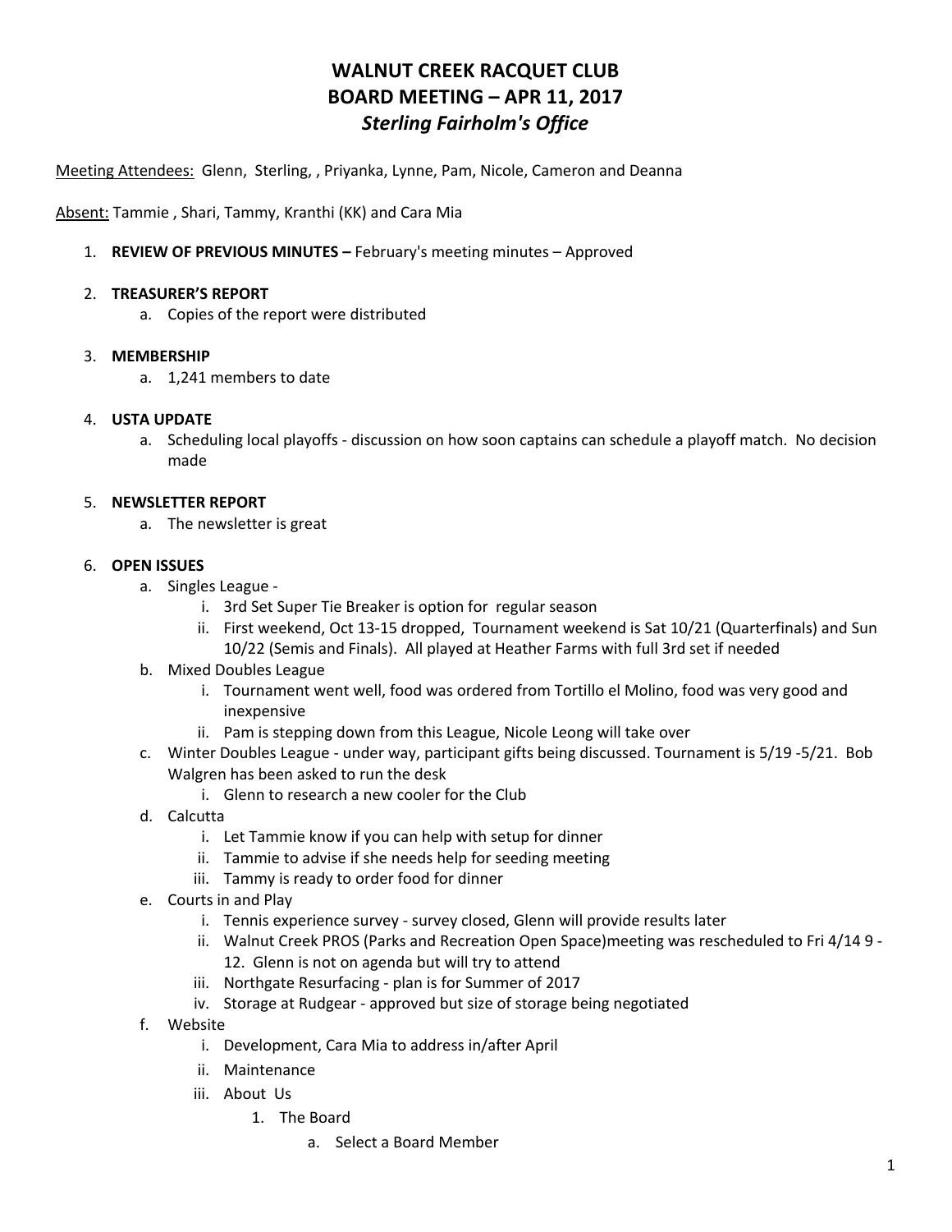# WALNUT CREEK RACQUET CLUB
# BOARD MEETING – APR 11, 2017
## *Sterling Fairholm's Office*

Meeting Attendees: Glenn, Sterling, , Priyanka, Lynne, Pam, Nicole, Cameron and Deanna

Absent: Tammie , Shari, Tammy, Kranthi (KK) and Cara Mia

1. **REVIEW OF PREVIOUS MINUTES –** February's meeting minutes – Approved

2. **TREASURER'S REPORT**
   a. Copies of the report were distributed

3. **MEMBERSHIP**
   a. 1,241 members to date

4. **USTA UPDATE**
   a. Scheduling local playoffs - discussion on how soon captains can schedule a playoff match. No decision made

5. **NEWSLETTER REPORT**
   a. The newsletter is great

6. **OPEN ISSUES**
   a. Singles League -
      i. 3rd Set Super Tie Breaker is option for regular season
      ii. First weekend, Oct 13-15 dropped, Tournament weekend is Sat 10/21 (Quarterfinals) and Sun 10/22 (Semis and Finals). All played at Heather Farms with full 3rd set if needed

   b. Mixed Doubles League
      i. Tournament went well, food was ordered from Tortillo el Molino, food was very good and inexpensive
      ii. Pam is stepping down from this League, Nicole Leong will take over

   c. Winter Doubles League - under way, participant gifts being discussed. Tournament is 5/19 -5/21. Bob Walgren has been asked to run the desk
      i. Glenn to research a new cooler for the Club

   d. Calcutta
      i. Let Tammie know if you can help with setup for dinner
      ii. Tammie to advise if she needs help for seeding meeting
      iii. Tammy is ready to order food for dinner

   e. Courts in and Play
      i. Tennis experience survey - survey closed, Glenn will provide results later
      ii. Walnut Creek PROS (Parks and Recreation Open Space)meeting was rescheduled to Fri 4/14 9 - 12. Glenn is not on agenda but will try to attend
      iii. Northgate Resurfacing - plan is for Summer of 2017
      iv. Storage at Rudgear - approved but size of storage being negotiated

   f. Website
      i. Development, Cara Mia to address in/after April
      ii. Maintenance
      iii. About Us
         1. The Board
            a. Select a Board Member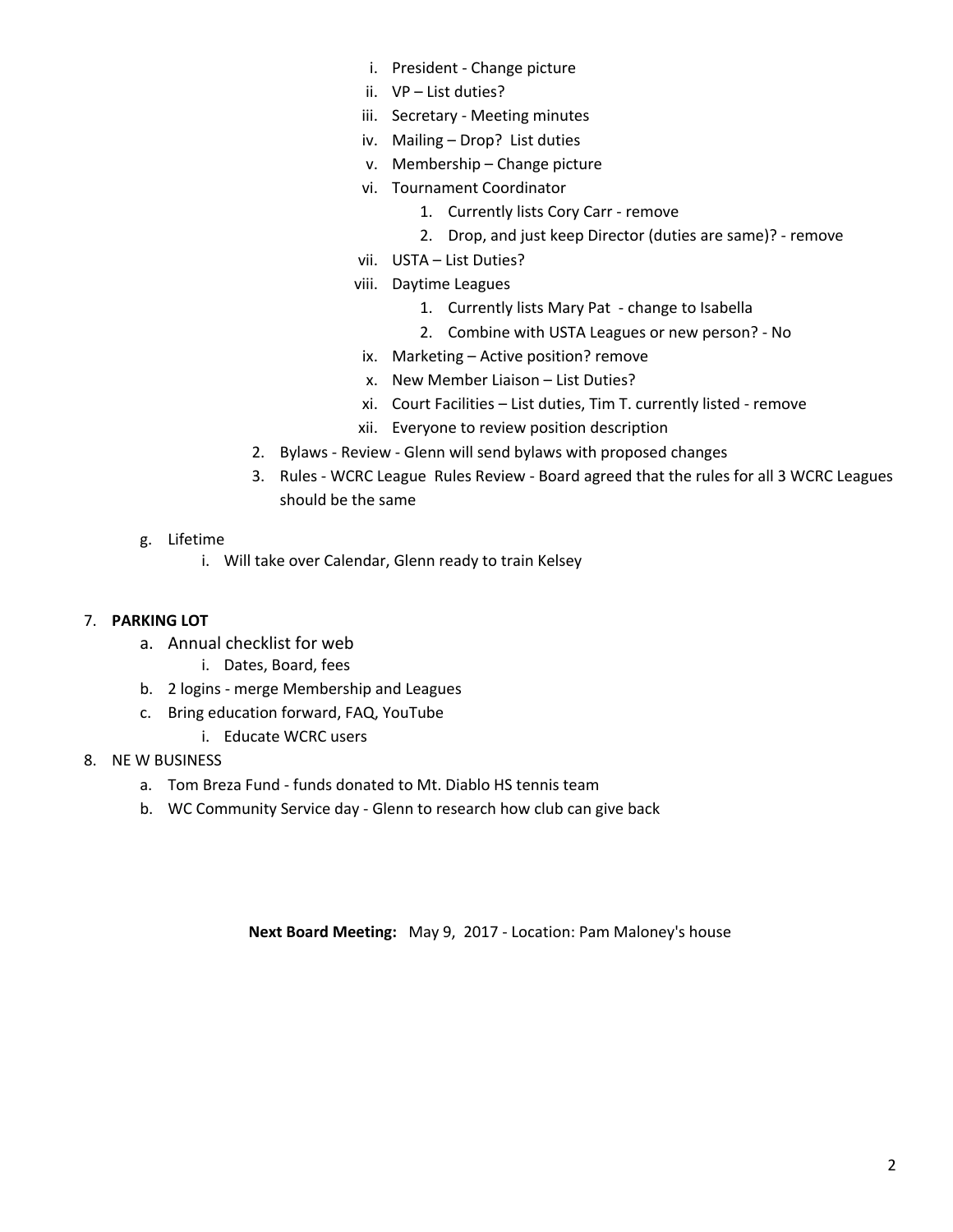i. President - Change picture
    ii. VP – List duties?
    iii. Secretary - Meeting minutes
    iv. Mailing – Drop? List duties
    v. Membership – Change picture
    vi. Tournament Coordinator
        1. Currently lists Cory Carr - remove
        2. Drop, and just keep Director (duties are same)? - remove
    vii. USTA – List Duties?
    viii. Daytime Leagues
        1. Currently lists Mary Pat - change to Isabella
        2. Combine with USTA Leagues or new person? - No
    ix. Marketing – Active position? remove
    x. New Member Liaison – List Duties?
    xi. Court Facilities – List duties, Tim T. currently listed - remove
    xii. Everyone to review position description
2. Bylaws - Review - Glenn will send bylaws with proposed changes
3. Rules - WCRC League Rules Review - Board agreed that the rules for all 3 WCRC Leagues should be the same

g. Lifetime
    i. Will take over Calendar, Glenn ready to train Kelsey

7. **PARKING LOT**
    a. Annual checklist for web
        i. Dates, Board, fees
    b. 2 logins - merge Membership and Leagues
    c. Bring education forward, FAQ, YouTube
        i. Educate WCRC users
8. NE W BUSINESS
    a. Tom Breza Fund - funds donated to Mt. Diablo HS tennis team
    b. WC Community Service day - Glenn to research how club can give back

**Next Board Meeting:** May 9, 2017 - Location: Pam Maloney's house